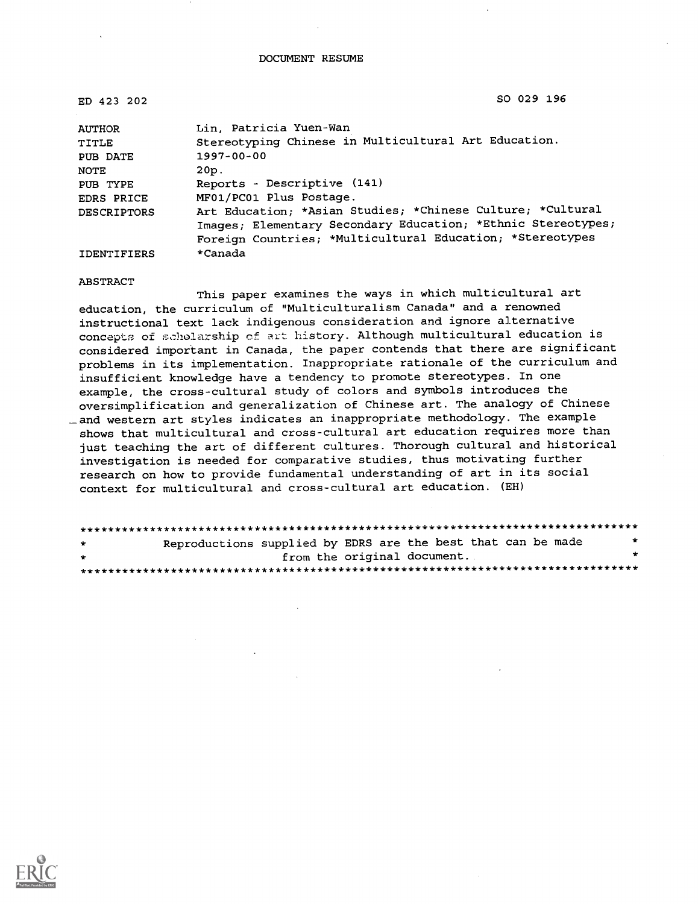DOCUMENT RESUME

| | |
|---|---|
| ED 423 202 | SO 029 196 |

| | |
|---|---|
| AUTHOR | Lin, Patricia Yuen-Wan |
| TITLE | Stereotyping Chinese in Multicultural Art Education. |
| PUB DATE | 1997-00-00 |
| NOTE | 20p. |
| PUB TYPE | Reports - Descriptive (141) |
| EDRS PRICE | MF01/PC01 Plus Postage. |
| DESCRIPTORS | Art Education; *Asian Studies; *Chinese Culture; *Cultural Images; Elementary Secondary Education; *Ethnic Stereotypes; Foreign Countries; *Multicultural Education; *Stereotypes |
| IDENTIFIERS | *Canada |

ABSTRACT

This paper examines the ways in which multicultural art education, the curriculum of "Multiculturalism Canada" and a renowned instructional text lack indigenous consideration and ignore alternative concepts of scholarship of art history. Although multicultural education is considered important in Canada, the paper contends that there are significant problems in its implementation. Inappropriate rationale of the curriculum and insufficient knowledge have a tendency to promote stereotypes. In one example, the cross-cultural study of colors and symbols introduces the oversimplification and generalization of Chinese art. The analogy of Chinese and western art styles indicates an inappropriate methodology. The example shows that multicultural and cross-cultural art education requires more than just teaching the art of different cultures. Thorough cultural and historical investigation is needed for comparative studies, thus motivating further research on how to provide fundamental understanding of art in its social context for multicultural and cross-cultural art education. (EH)

********************************************************************************
* Reproductions supplied by EDRS are the best that can be made *
* from the original document. *
********************************************************************************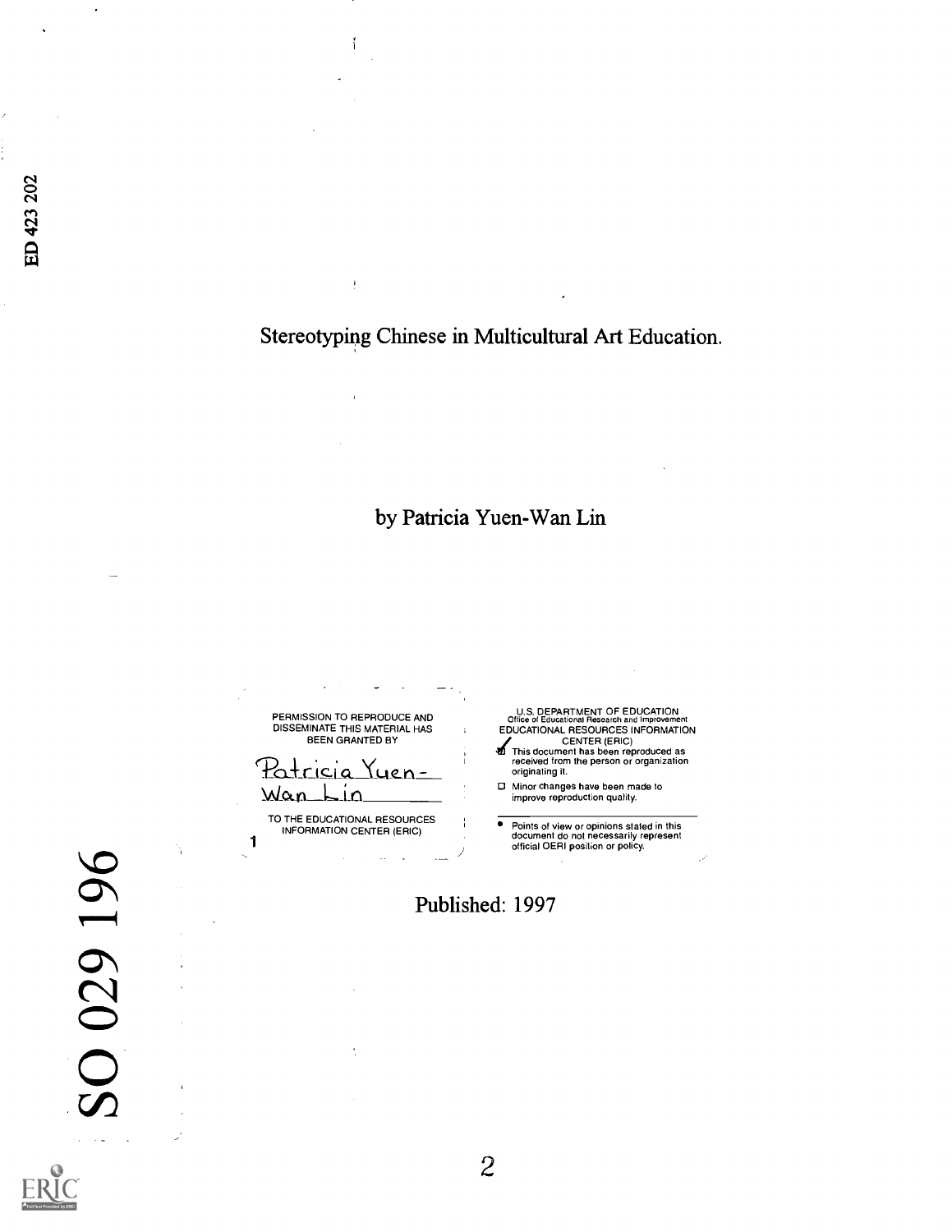ED 423 202

# Stereotyping Chinese in Multicultural Art Education.

by Patricia Yuen-Wan Lin

PERMISSION TO REPRODUCE AND DISSEMINATE THIS MATERIAL HAS BEEN GRANTED BY

Patricia Yuen-Wan Lin

TO THE EDUCATIONAL RESOURCES INFORMATION CENTER (ERIC)

U.S. DEPARTMENT OF EDUCATION
Office of Educational Research and Improvement
EDUCATIONAL RESOURCES INFORMATION CENTER (ERIC)

- [x] This document has been reproduced as received from the person or organization originating it.
- [ ] Minor changes have been made to improve reproduction quality.

- Points of view or opinions stated in this document do not necessarily represent official OERI position or policy.

Published: 1997

SO 029 196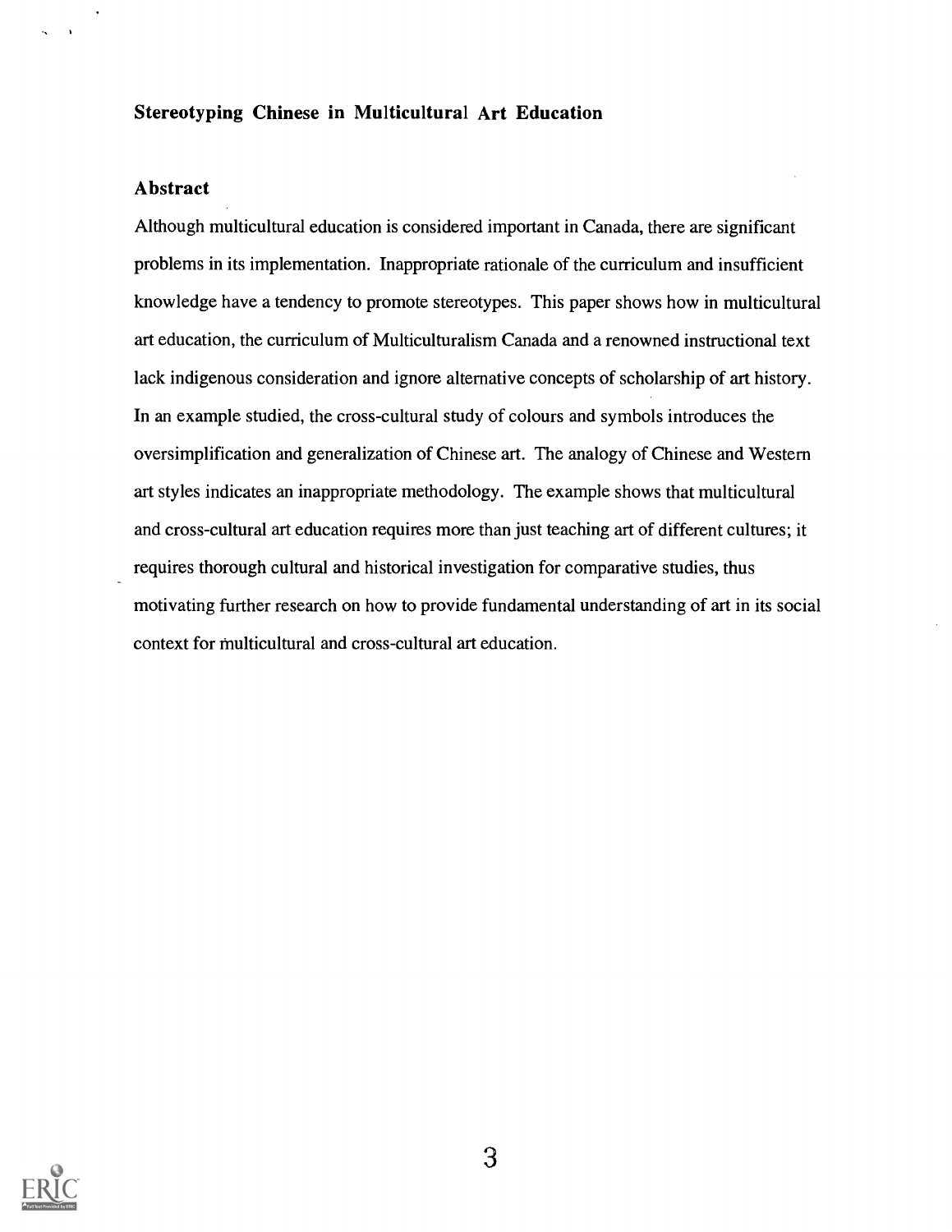## Stereotyping Chinese in Multicultural Art Education

### Abstract

Although multicultural education is considered important in Canada, there are significant problems in its implementation. Inappropriate rationale of the curriculum and insufficient knowledge have a tendency to promote stereotypes. This paper shows how in multicultural art education, the curriculum of Multiculturalism Canada and a renowned instructional text lack indigenous consideration and ignore alternative concepts of scholarship of art history. In an example studied, the cross-cultural study of colours and symbols introduces the oversimplification and generalization of Chinese art. The analogy of Chinese and Western art styles indicates an inappropriate methodology. The example shows that multicultural and cross-cultural art education requires more than just teaching art of different cultures; it requires thorough cultural and historical investigation for comparative studies, thus motivating further research on how to provide fundamental understanding of art in its social context for multicultural and cross-cultural art education.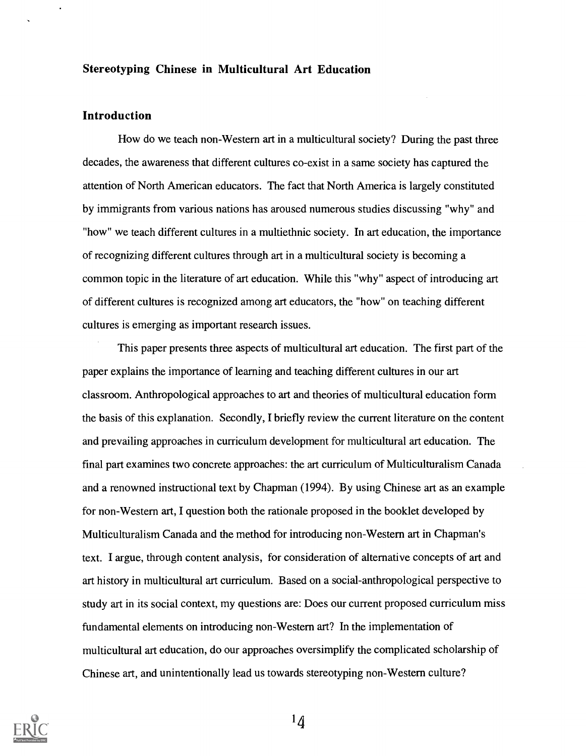## Stereotyping Chinese in Multicultural Art Education

### Introduction

How do we teach non-Western art in a multicultural society? During the past three decades, the awareness that different cultures co-exist in a same society has captured the attention of North American educators. The fact that North America is largely constituted by immigrants from various nations has aroused numerous studies discussing "why" and "how" we teach different cultures in a multiethnic society. In art education, the importance of recognizing different cultures through art in a multicultural society is becoming a common topic in the literature of art education. While this "why" aspect of introducing art of different cultures is recognized among art educators, the "how" on teaching different cultures is emerging as important research issues.

This paper presents three aspects of multicultural art education. The first part of the paper explains the importance of learning and teaching different cultures in our art classroom. Anthropological approaches to art and theories of multicultural education form the basis of this explanation. Secondly, I briefly review the current literature on the content and prevailing approaches in curriculum development for multicultural art education. The final part examines two concrete approaches: the art curriculum of Multiculturalism Canada and a renowned instructional text by Chapman (1994). By using Chinese art as an example for non-Western art, I question both the rationale proposed in the booklet developed by Multiculturalism Canada and the method for introducing non-Western art in Chapman's text. I argue, through content analysis, for consideration of alternative concepts of art and art history in multicultural art curriculum. Based on a social-anthropological perspective to study art in its social context, my questions are: Does our current proposed curriculum miss fundamental elements on introducing non-Western art? In the implementation of multicultural art education, do our approaches oversimplify the complicated scholarship of Chinese art, and unintentionally lead us towards stereotyping non-Western culture?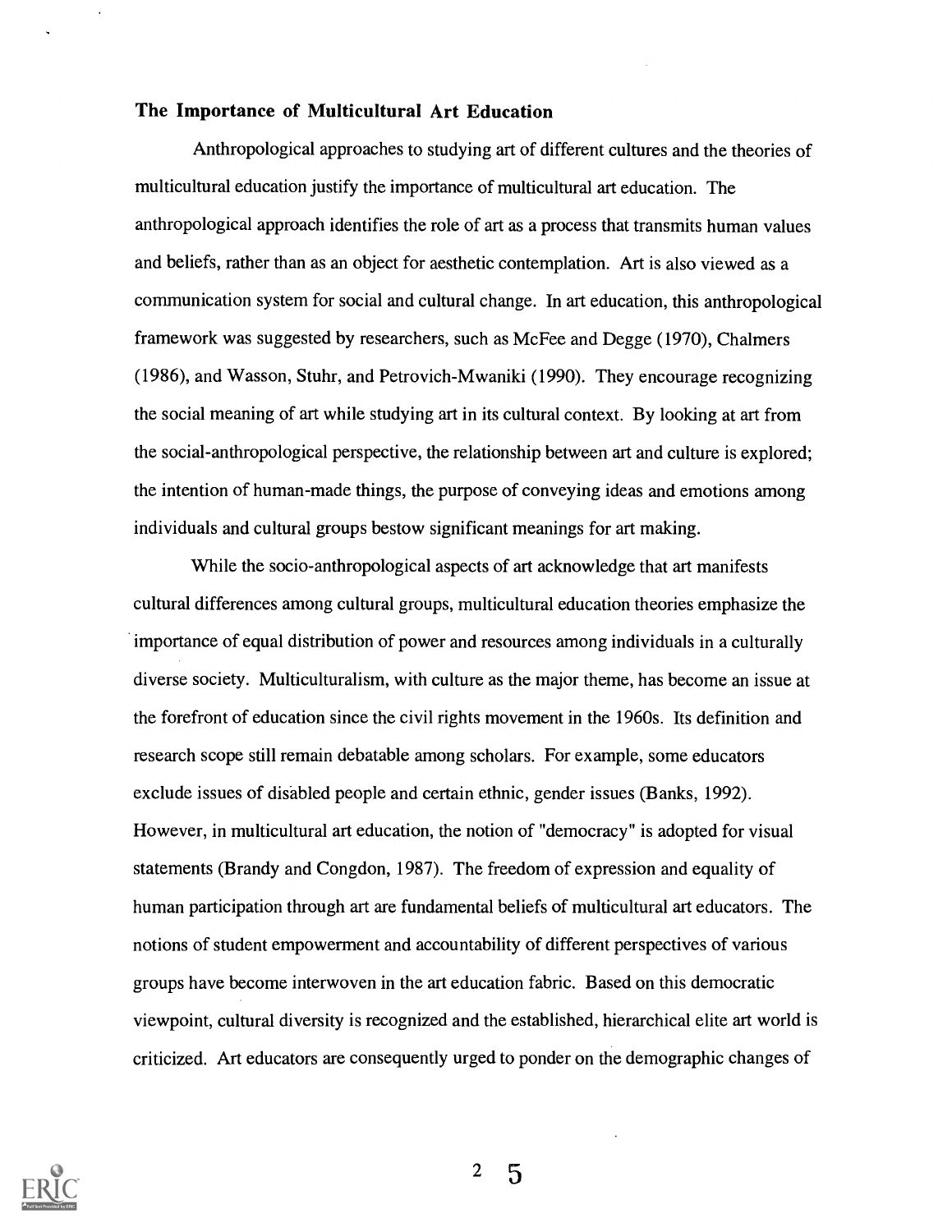### The Importance of Multicultural Art Education

Anthropological approaches to studying art of different cultures and the theories of multicultural education justify the importance of multicultural art education. The anthropological approach identifies the role of art as a process that transmits human values and beliefs, rather than as an object for aesthetic contemplation. Art is also viewed as a communication system for social and cultural change. In art education, this anthropological framework was suggested by researchers, such as McFee and Degge (1970), Chalmers (1986), and Wasson, Stuhr, and Petrovich-Mwaniki (1990). They encourage recognizing the social meaning of art while studying art in its cultural context. By looking at art from the social-anthropological perspective, the relationship between art and culture is explored; the intention of human-made things, the purpose of conveying ideas and emotions among individuals and cultural groups bestow significant meanings for art making.

While the socio-anthropological aspects of art acknowledge that art manifests cultural differences among cultural groups, multicultural education theories emphasize the importance of equal distribution of power and resources among individuals in a culturally diverse society. Multiculturalism, with culture as the major theme, has become an issue at the forefront of education since the civil rights movement in the 1960s. Its definition and research scope still remain debatable among scholars. For example, some educators exclude issues of disabled people and certain ethnic, gender issues (Banks, 1992). However, in multicultural art education, the notion of "democracy" is adopted for visual statements (Brandy and Congdon, 1987). The freedom of expression and equality of human participation through art are fundamental beliefs of multicultural art educators. The notions of student empowerment and accountability of different perspectives of various groups have become interwoven in the art education fabric. Based on this democratic viewpoint, cultural diversity is recognized and the established, hierarchical elite art world is criticized. Art educators are consequently urged to ponder on the demographic changes of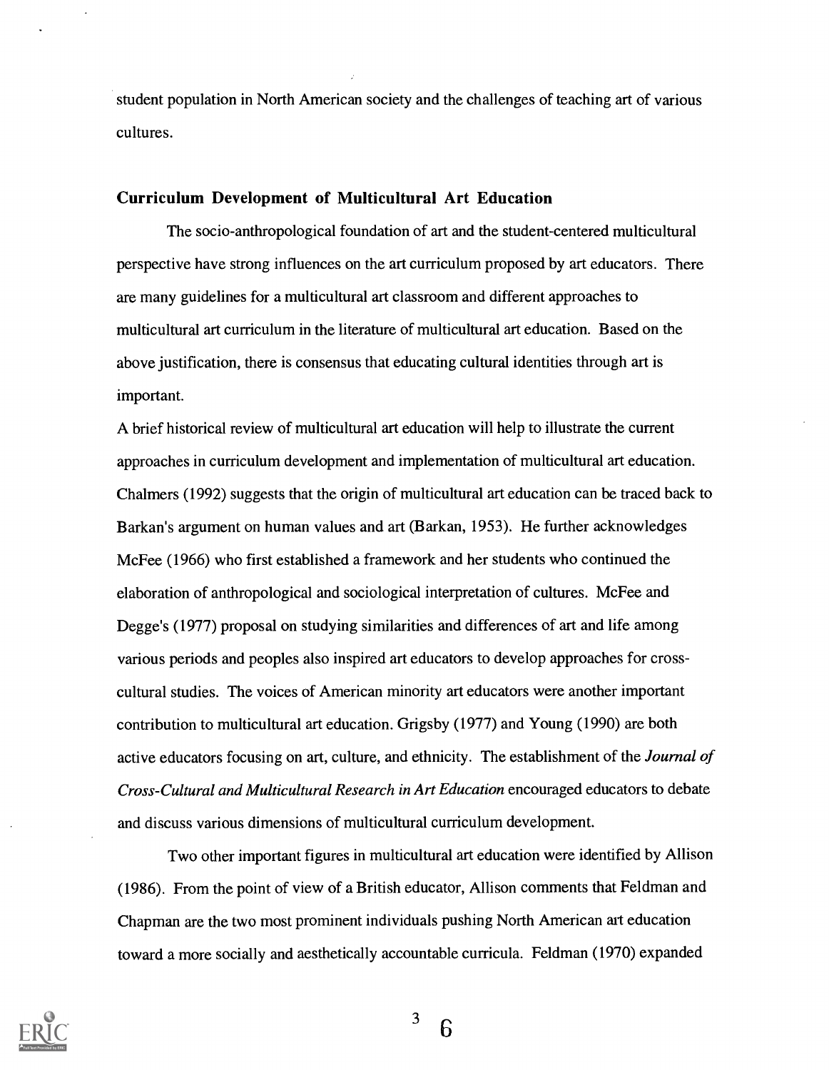student population in North American society and the challenges of teaching art of various cultures.

## Curriculum Development of Multicultural Art Education

The socio-anthropological foundation of art and the student-centered multicultural perspective have strong influences on the art curriculum proposed by art educators. There are many guidelines for a multicultural art classroom and different approaches to multicultural art curriculum in the literature of multicultural art education. Based on the above justification, there is consensus that educating cultural identities through art is important.

A brief historical review of multicultural art education will help to illustrate the current approaches in curriculum development and implementation of multicultural art education. Chalmers (1992) suggests that the origin of multicultural art education can be traced back to Barkan's argument on human values and art (Barkan, 1953). He further acknowledges McFee (1966) who first established a framework and her students who continued the elaboration of anthropological and sociological interpretation of cultures. McFee and Degge's (1977) proposal on studying similarities and differences of art and life among various periods and peoples also inspired art educators to develop approaches for cross-cultural studies. The voices of American minority art educators were another important contribution to multicultural art education. Grigsby (1977) and Young (1990) are both active educators focusing on art, culture, and ethnicity. The establishment of the *Journal of Cross-Cultural and Multicultural Research in Art Education* encouraged educators to debate and discuss various dimensions of multicultural curriculum development.

Two other important figures in multicultural art education were identified by Allison (1986). From the point of view of a British educator, Allison comments that Feldman and Chapman are the two most prominent individuals pushing North American art education toward a more socially and aesthetically accountable curricula. Feldman (1970) expanded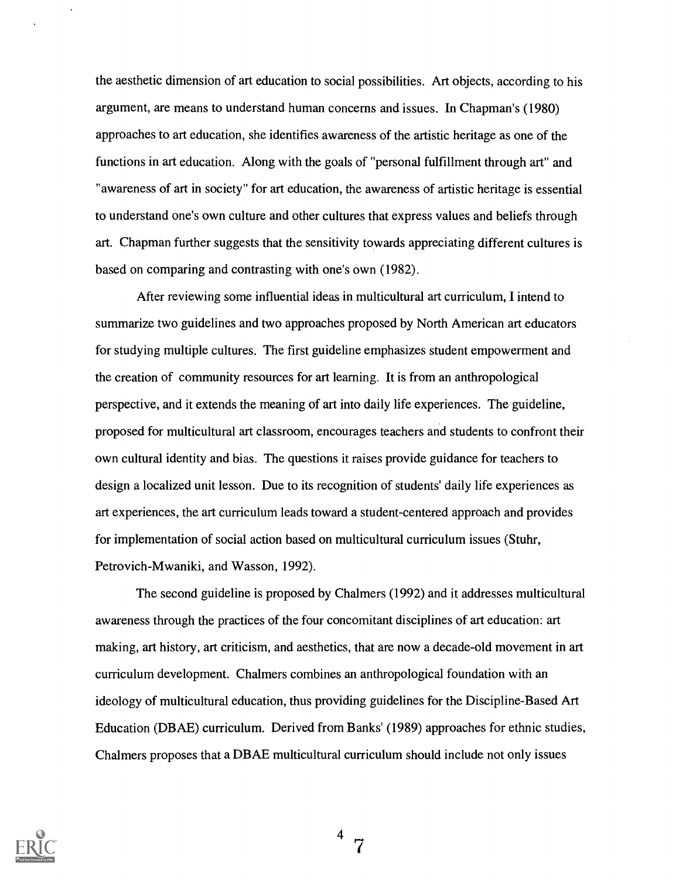the aesthetic dimension of art education to social possibilities. Art objects, according to his argument, are means to understand human concerns and issues. In Chapman's (1980) approaches to art education, she identifies awareness of the artistic heritage as one of the functions in art education. Along with the goals of "personal fulfillment through art" and "awareness of art in society" for art education, the awareness of artistic heritage is essential to understand one's own culture and other cultures that express values and beliefs through art. Chapman further suggests that the sensitivity towards appreciating different cultures is based on comparing and contrasting with one's own (1982).

After reviewing some influential ideas in multicultural art curriculum, I intend to summarize two guidelines and two approaches proposed by North American art educators for studying multiple cultures. The first guideline emphasizes student empowerment and the creation of community resources for art learning. It is from an anthropological perspective, and it extends the meaning of art into daily life experiences. The guideline, proposed for multicultural art classroom, encourages teachers and students to confront their own cultural identity and bias. The questions it raises provide guidance for teachers to design a localized unit lesson. Due to its recognition of students' daily life experiences as art experiences, the art curriculum leads toward a student-centered approach and provides for implementation of social action based on multicultural curriculum issues (Stuhr, Petrovich-Mwaniki, and Wasson, 1992).

The second guideline is proposed by Chalmers (1992) and it addresses multicultural awareness through the practices of the four concomitant disciplines of art education: art making, art history, art criticism, and aesthetics, that are now a decade-old movement in art curriculum development. Chalmers combines an anthropological foundation with an ideology of multicultural education, thus providing guidelines for the Discipline-Based Art Education (DBAE) curriculum. Derived from Banks' (1989) approaches for ethnic studies, Chalmers proposes that a DBAE multicultural curriculum should include not only issues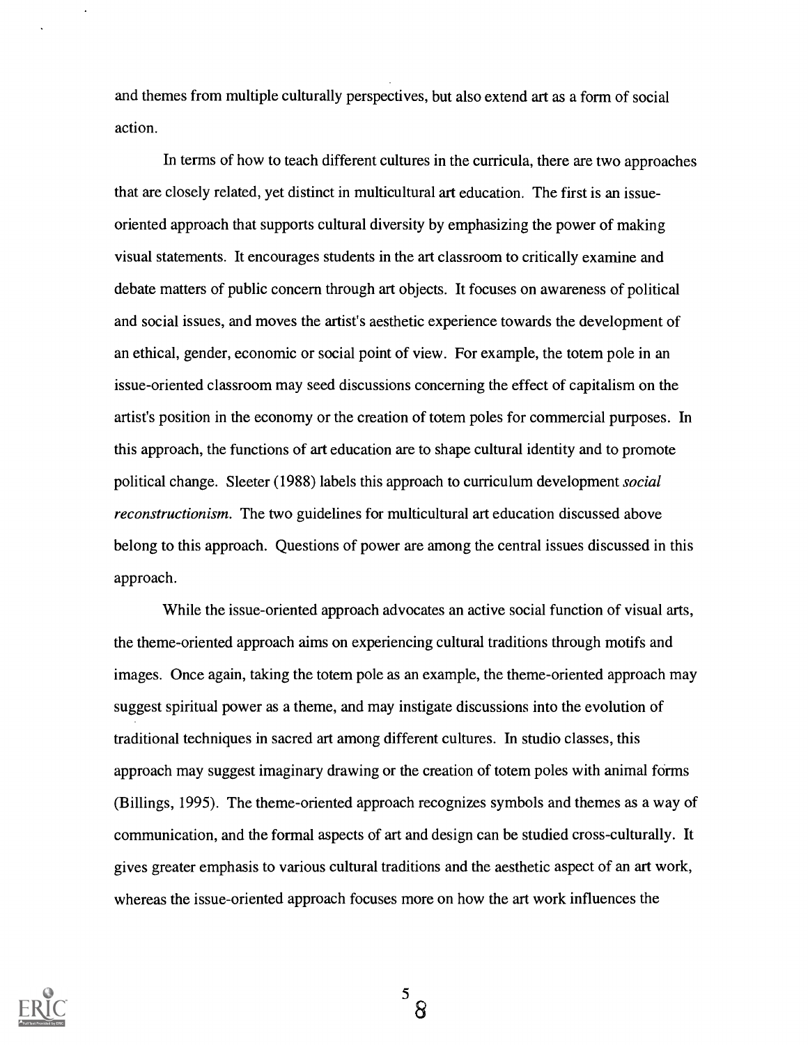and themes from multiple culturally perspectives, but also extend art as a form of social action.

In terms of how to teach different cultures in the curricula, there are two approaches that are closely related, yet distinct in multicultural art education. The first is an issue-oriented approach that supports cultural diversity by emphasizing the power of making visual statements. It encourages students in the art classroom to critically examine and debate matters of public concern through art objects. It focuses on awareness of political and social issues, and moves the artist's aesthetic experience towards the development of an ethical, gender, economic or social point of view. For example, the totem pole in an issue-oriented classroom may seed discussions concerning the effect of capitalism on the artist's position in the economy or the creation of totem poles for commercial purposes. In this approach, the functions of art education are to shape cultural identity and to promote political change. Sleeter (1988) labels this approach to curriculum development *social reconstructionism.* The two guidelines for multicultural art education discussed above belong to this approach. Questions of power are among the central issues discussed in this approach.

While the issue-oriented approach advocates an active social function of visual arts, the theme-oriented approach aims on experiencing cultural traditions through motifs and images. Once again, taking the totem pole as an example, the theme-oriented approach may suggest spiritual power as a theme, and may instigate discussions into the evolution of traditional techniques in sacred art among different cultures. In studio classes, this approach may suggest imaginary drawing or the creation of totem poles with animal forms (Billings, 1995). The theme-oriented approach recognizes symbols and themes as a way of communication, and the formal aspects of art and design can be studied cross-culturally. It gives greater emphasis to various cultural traditions and the aesthetic aspect of an art work, whereas the issue-oriented approach focuses more on how the art work influences the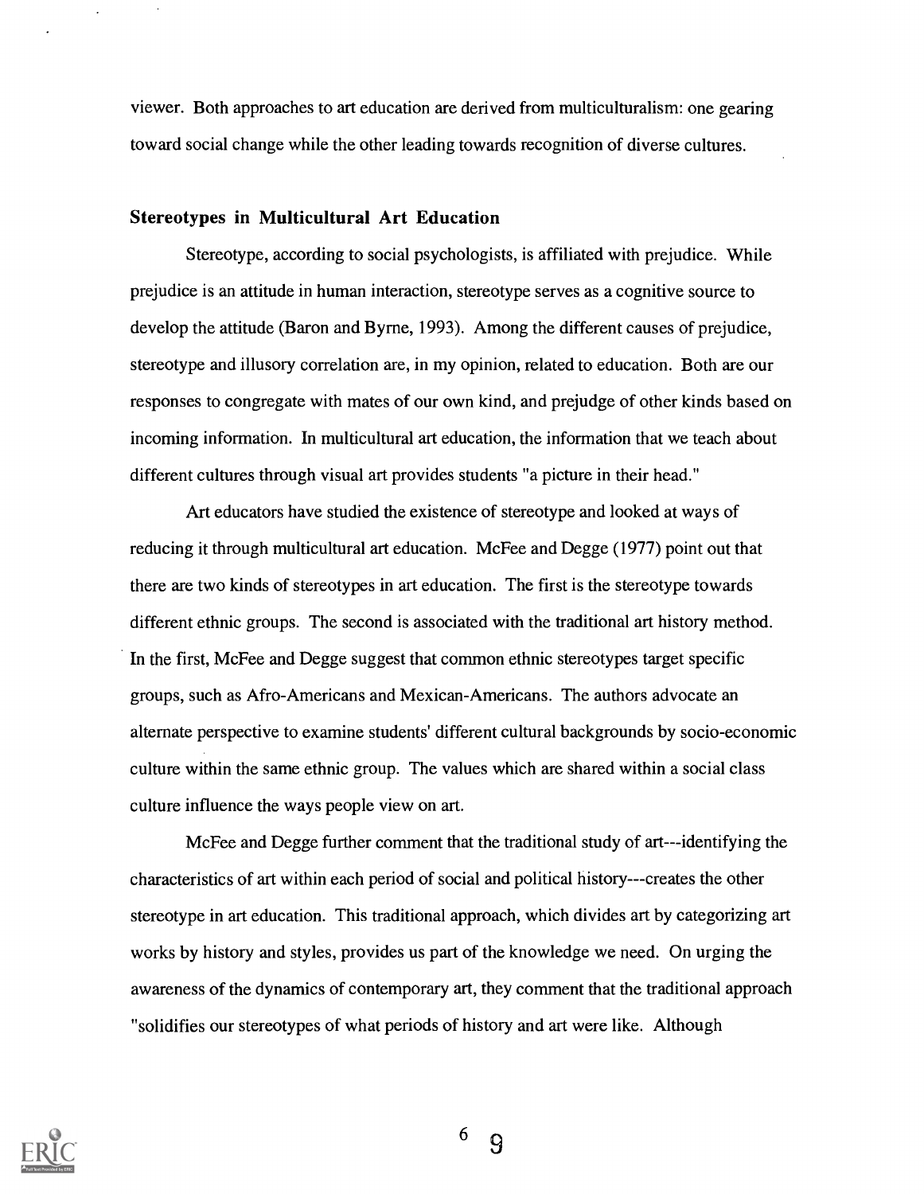viewer. Both approaches to art education are derived from multiculturalism: one gearing toward social change while the other leading towards recognition of diverse cultures.

### Stereotypes in Multicultural Art Education

Stereotype, according to social psychologists, is affiliated with prejudice. While prejudice is an attitude in human interaction, stereotype serves as a cognitive source to develop the attitude (Baron and Byrne, 1993). Among the different causes of prejudice, stereotype and illusory correlation are, in my opinion, related to education. Both are our responses to congregate with mates of our own kind, and prejudge of other kinds based on incoming information. In multicultural art education, the information that we teach about different cultures through visual art provides students "a picture in their head."

Art educators have studied the existence of stereotype and looked at ways of reducing it through multicultural art education. McFee and Degge (1977) point out that there are two kinds of stereotypes in art education. The first is the stereotype towards different ethnic groups. The second is associated with the traditional art history method. In the first, McFee and Degge suggest that common ethnic stereotypes target specific groups, such as Afro-Americans and Mexican-Americans. The authors advocate an alternate perspective to examine students' different cultural backgrounds by socio-economic culture within the same ethnic group. The values which are shared within a social class culture influence the ways people view on art.

McFee and Degge further comment that the traditional study of art---identifying the characteristics of art within each period of social and political history---creates the other stereotype in art education. This traditional approach, which divides art by categorizing art works by history and styles, provides us part of the knowledge we need. On urging the awareness of the dynamics of contemporary art, they comment that the traditional approach "solidifies our stereotypes of what periods of history and art were like. Although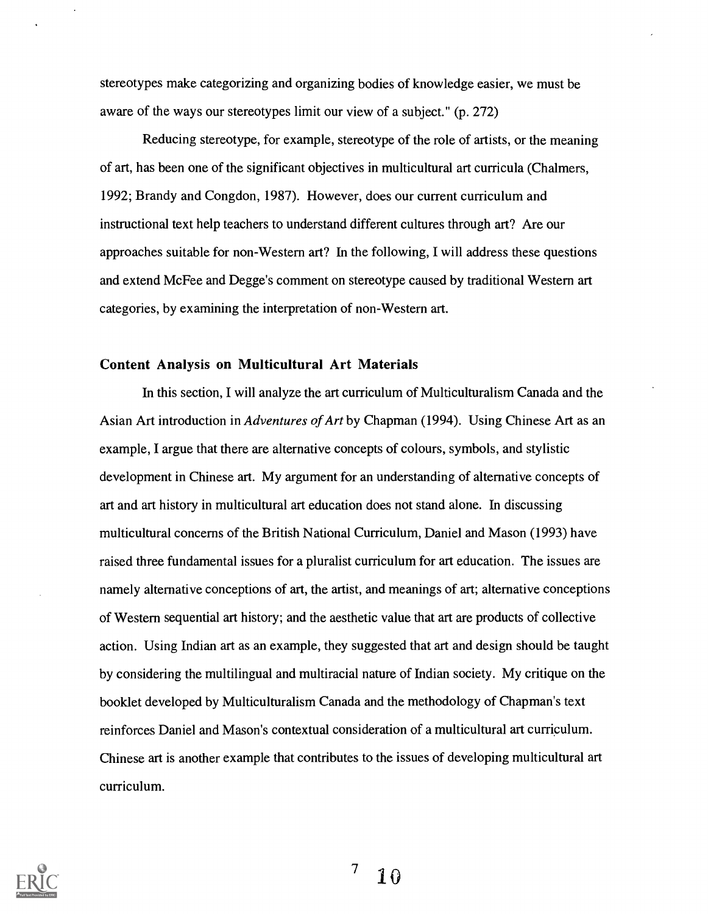stereotypes make categorizing and organizing bodies of knowledge easier, we must be aware of the ways our stereotypes limit our view of a subject." (p. 272)

Reducing stereotype, for example, stereotype of the role of artists, or the meaning of art, has been one of the significant objectives in multicultural art curricula (Chalmers, 1992; Brandy and Congdon, 1987). However, does our current curriculum and instructional text help teachers to understand different cultures through art? Are our approaches suitable for non-Western art? In the following, I will address these questions and extend McFee and Degge's comment on stereotype caused by traditional Western art categories, by examining the interpretation of non-Western art.

### Content Analysis on Multicultural Art Materials

In this section, I will analyze the art curriculum of Multiculturalism Canada and the Asian Art introduction in *Adventures of Art* by Chapman (1994). Using Chinese Art as an example, I argue that there are alternative concepts of colours, symbols, and stylistic development in Chinese art. My argument for an understanding of alternative concepts of art and art history in multicultural art education does not stand alone. In discussing multicultural concerns of the British National Curriculum, Daniel and Mason (1993) have raised three fundamental issues for a pluralist curriculum for art education. The issues are namely alternative conceptions of art, the artist, and meanings of art; alternative conceptions of Western sequential art history; and the aesthetic value that art are products of collective action. Using Indian art as an example, they suggested that art and design should be taught by considering the multilingual and multiracial nature of Indian society. My critique on the booklet developed by Multiculturalism Canada and the methodology of Chapman's text reinforces Daniel and Mason's contextual consideration of a multicultural art curriculum. Chinese art is another example that contributes to the issues of developing multicultural art curriculum.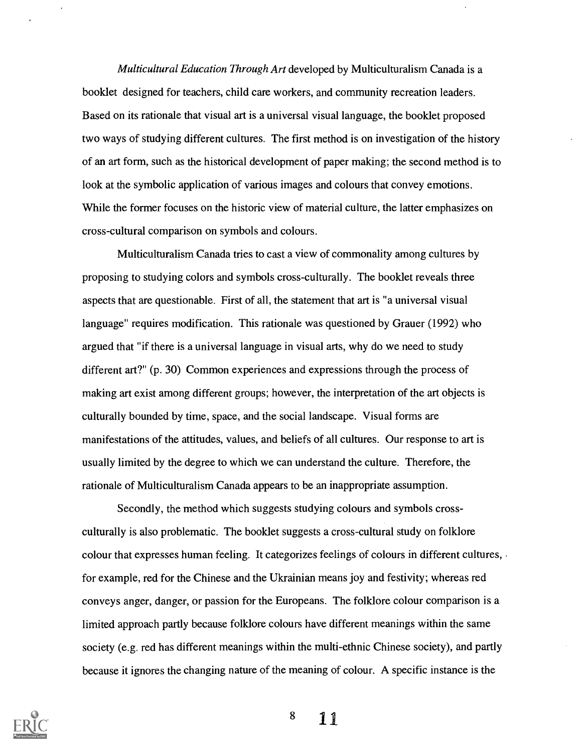*Multicultural Education Through Art* developed by Multiculturalism Canada is a booklet designed for teachers, child care workers, and community recreation leaders. Based on its rationale that visual art is a universal visual language, the booklet proposed two ways of studying different cultures. The first method is on investigation of the history of an art form, such as the historical development of paper making; the second method is to look at the symbolic application of various images and colours that convey emotions. While the former focuses on the historic view of material culture, the latter emphasizes on cross-cultural comparison on symbols and colours.

Multiculturalism Canada tries to cast a view of commonality among cultures by proposing to studying colors and symbols cross-culturally. The booklet reveals three aspects that are questionable. First of all, the statement that art is "a universal visual language" requires modification. This rationale was questioned by Grauer (1992) who argued that "if there is a universal language in visual arts, why do we need to study different art?" (p. 30) Common experiences and expressions through the process of making art exist among different groups; however, the interpretation of the art objects is culturally bounded by time, space, and the social landscape. Visual forms are manifestations of the attitudes, values, and beliefs of all cultures. Our response to art is usually limited by the degree to which we can understand the culture. Therefore, the rationale of Multiculturalism Canada appears to be an inappropriate assumption.

Secondly, the method which suggests studying colours and symbols cross-culturally is also problematic. The booklet suggests a cross-cultural study on folklore colour that expresses human feeling. It categorizes feelings of colours in different cultures, for example, red for the Chinese and the Ukrainian means joy and festivity; whereas red conveys anger, danger, or passion for the Europeans. The folklore colour comparison is a limited approach partly because folklore colours have different meanings within the same society (e.g. red has different meanings within the multi-ethnic Chinese society), and partly because it ignores the changing nature of the meaning of colour. A specific instance is the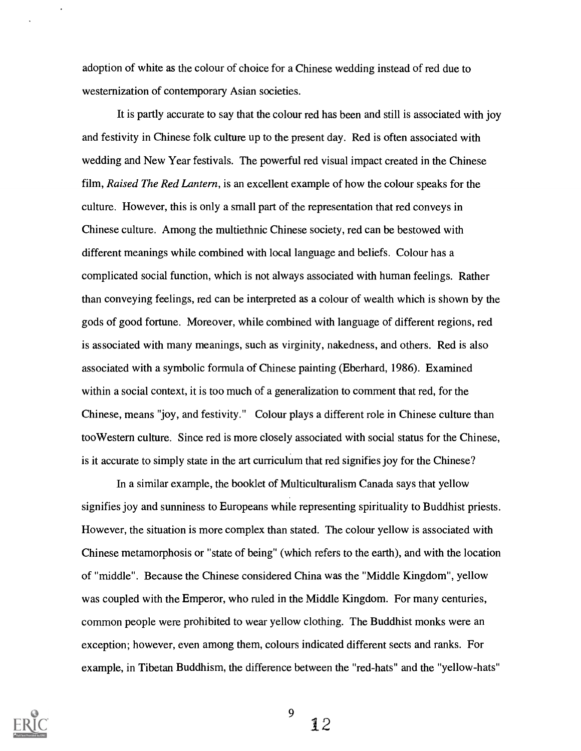adoption of white as the colour of choice for a Chinese wedding instead of red due to westernization of contemporary Asian societies.

It is partly accurate to say that the colour red has been and still is associated with joy and festivity in Chinese folk culture up to the present day. Red is often associated with wedding and New Year festivals. The powerful red visual impact created in the Chinese film, *Raised The Red Lantern*, is an excellent example of how the colour speaks for the culture. However, this is only a small part of the representation that red conveys in Chinese culture. Among the multiethnic Chinese society, red can be bestowed with different meanings while combined with local language and beliefs. Colour has a complicated social function, which is not always associated with human feelings. Rather than conveying feelings, red can be interpreted as a colour of wealth which is shown by the gods of good fortune. Moreover, while combined with language of different regions, red is associated with many meanings, such as virginity, nakedness, and others. Red is also associated with a symbolic formula of Chinese painting (Eberhard, 1986). Examined within a social context, it is too much of a generalization to comment that red, for the Chinese, means "joy, and festivity." Colour plays a different role in Chinese culture than tooWestern culture. Since red is more closely associated with social status for the Chinese, is it accurate to simply state in the art curriculum that red signifies joy for the Chinese?

In a similar example, the booklet of Multiculturalism Canada says that yellow signifies joy and sunniness to Europeans while representing spirituality to Buddhist priests. However, the situation is more complex than stated. The colour yellow is associated with Chinese metamorphosis or "state of being" (which refers to the earth), and with the location of "middle". Because the Chinese considered China was the "Middle Kingdom", yellow was coupled with the Emperor, who ruled in the Middle Kingdom. For many centuries, common people were prohibited to wear yellow clothing. The Buddhist monks were an exception; however, even among them, colours indicated different sects and ranks. For example, in Tibetan Buddhism, the difference between the "red-hats" and the "yellow-hats"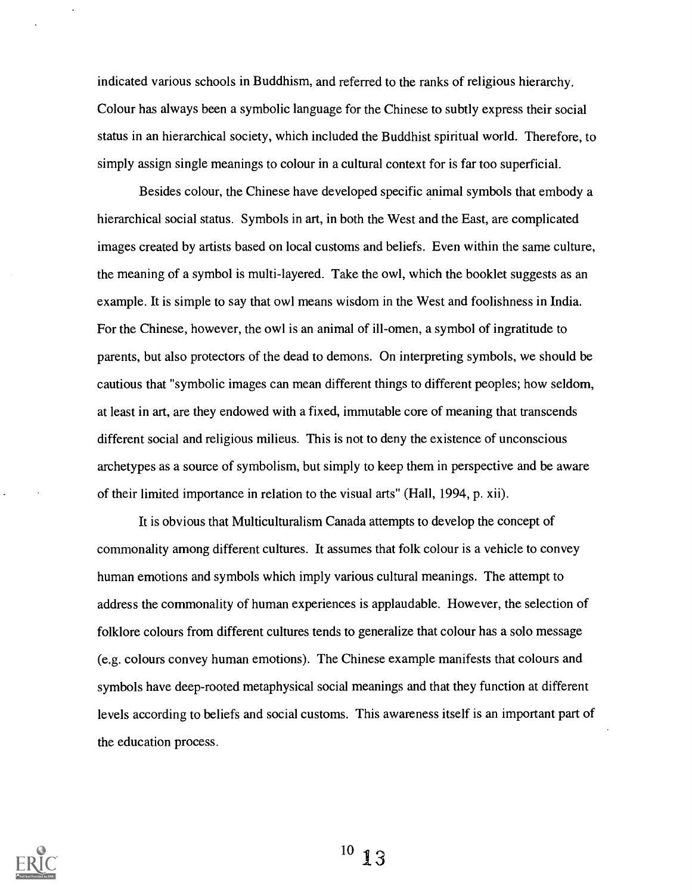indicated various schools in Buddhism, and referred to the ranks of religious hierarchy. Colour has always been a symbolic language for the Chinese to subtly express their social status in an hierarchical society, which included the Buddhist spiritual world. Therefore, to simply assign single meanings to colour in a cultural context for is far too superficial.

Besides colour, the Chinese have developed specific animal symbols that embody a hierarchical social status. Symbols in art, in both the West and the East, are complicated images created by artists based on local customs and beliefs. Even within the same culture, the meaning of a symbol is multi-layered. Take the owl, which the booklet suggests as an example. It is simple to say that owl means wisdom in the West and foolishness in India. For the Chinese, however, the owl is an animal of ill-omen, a symbol of ingratitude to parents, but also protectors of the dead to demons. On interpreting symbols, we should be cautious that "symbolic images can mean different things to different peoples; how seldom, at least in art, are they endowed with a fixed, immutable core of meaning that transcends different social and religious milieus. This is not to deny the existence of unconscious archetypes as a source of symbolism, but simply to keep them in perspective and be aware of their limited importance in relation to the visual arts" (Hall, 1994, p. xii).

It is obvious that Multiculturalism Canada attempts to develop the concept of commonality among different cultures. It assumes that folk colour is a vehicle to convey human emotions and symbols which imply various cultural meanings. The attempt to address the commonality of human experiences is applaudable. However, the selection of folklore colours from different cultures tends to generalize that colour has a solo message (e.g. colours convey human emotions). The Chinese example manifests that colours and symbols have deep-rooted metaphysical social meanings and that they function at different levels according to beliefs and social customs. This awareness itself is an important part of the education process.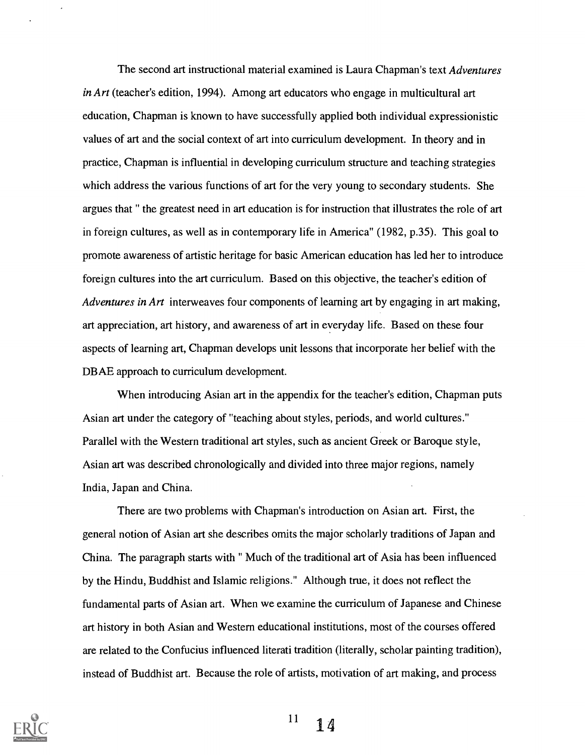The second art instructional material examined is Laura Chapman's text *Adventures in Art* (teacher's edition, 1994). Among art educators who engage in multicultural art education, Chapman is known to have successfully applied both individual expressionistic values of art and the social context of art into curriculum development. In theory and in practice, Chapman is influential in developing curriculum structure and teaching strategies which address the various functions of art for the very young to secondary students. She argues that " the greatest need in art education is for instruction that illustrates the role of art in foreign cultures, as well as in contemporary life in America" (1982, p.35). This goal to promote awareness of artistic heritage for basic American education has led her to introduce foreign cultures into the art curriculum. Based on this objective, the teacher's edition of *Adventures in Art* interweaves four components of learning art by engaging in art making, art appreciation, art history, and awareness of art in everyday life. Based on these four aspects of learning art, Chapman develops unit lessons that incorporate her belief with the DBAE approach to curriculum development.

When introducing Asian art in the appendix for the teacher's edition, Chapman puts Asian art under the category of "teaching about styles, periods, and world cultures." Parallel with the Western traditional art styles, such as ancient Greek or Baroque style, Asian art was described chronologically and divided into three major regions, namely India, Japan and China.

There are two problems with Chapman's introduction on Asian art. First, the general notion of Asian art she describes omits the major scholarly traditions of Japan and China. The paragraph starts with " Much of the traditional art of Asia has been influenced by the Hindu, Buddhist and Islamic religions." Although true, it does not reflect the fundamental parts of Asian art. When we examine the curriculum of Japanese and Chinese art history in both Asian and Western educational institutions, most of the courses offered are related to the Confucius influenced literati tradition (literally, scholar painting tradition), instead of Buddhist art. Because the role of artists, motivation of art making, and process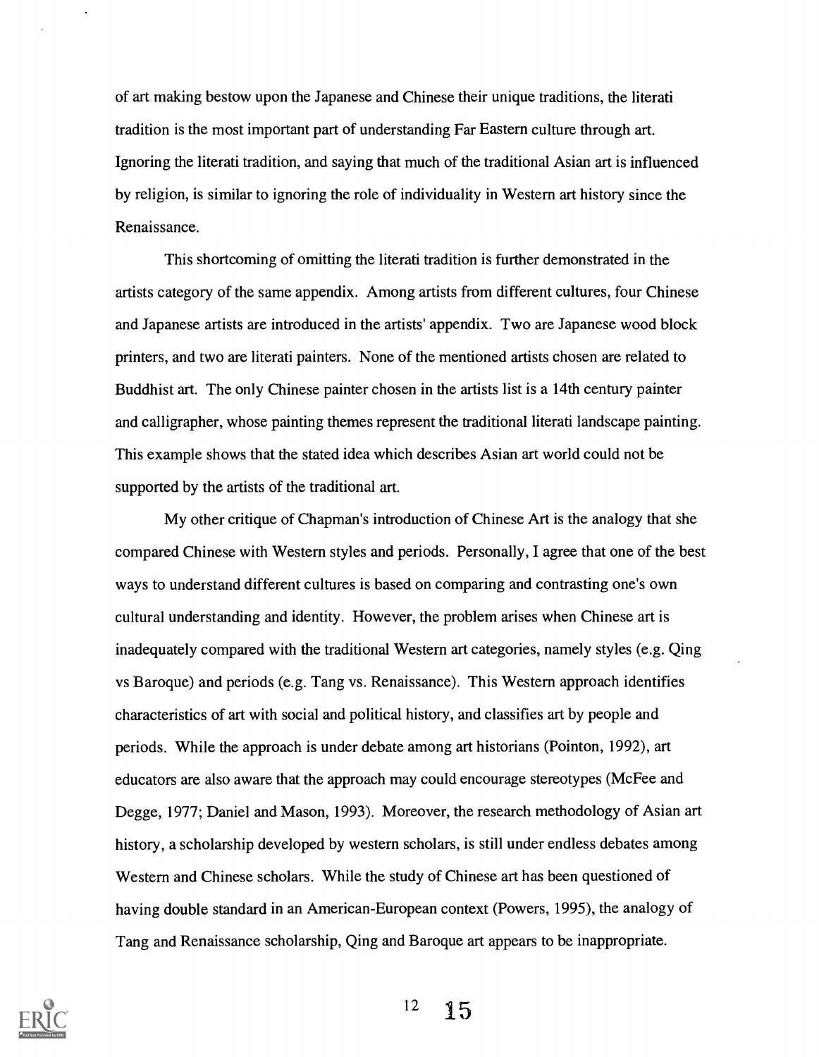of art making bestow upon the Japanese and Chinese their unique traditions, the literati tradition is the most important part of understanding Far Eastern culture through art. Ignoring the literati tradition, and saying that much of the traditional Asian art is influenced by religion, is similar to ignoring the role of individuality in Western art history since the Renaissance.

This shortcoming of omitting the literati tradition is further demonstrated in the artists category of the same appendix. Among artists from different cultures, four Chinese and Japanese artists are introduced in the artists' appendix. Two are Japanese wood block printers, and two are literati painters. None of the mentioned artists chosen are related to Buddhist art. The only Chinese painter chosen in the artists list is a 14th century painter and calligrapher, whose painting themes represent the traditional literati landscape painting. This example shows that the stated idea which describes Asian art world could not be supported by the artists of the traditional art.

My other critique of Chapman's introduction of Chinese Art is the analogy that she compared Chinese with Western styles and periods. Personally, I agree that one of the best ways to understand different cultures is based on comparing and contrasting one's own cultural understanding and identity. However, the problem arises when Chinese art is inadequately compared with the traditional Western art categories, namely styles (e.g. Qing vs Baroque) and periods (e.g. Tang vs. Renaissance). This Western approach identifies characteristics of art with social and political history, and classifies art by people and periods. While the approach is under debate among art historians (Pointon, 1992), art educators are also aware that the approach may could encourage stereotypes (McFee and Degge, 1977; Daniel and Mason, 1993). Moreover, the research methodology of Asian art history, a scholarship developed by western scholars, is still under endless debates among Western and Chinese scholars. While the study of Chinese art has been questioned of having double standard in an American-European context (Powers, 1995), the analogy of Tang and Renaissance scholarship, Qing and Baroque art appears to be inappropriate.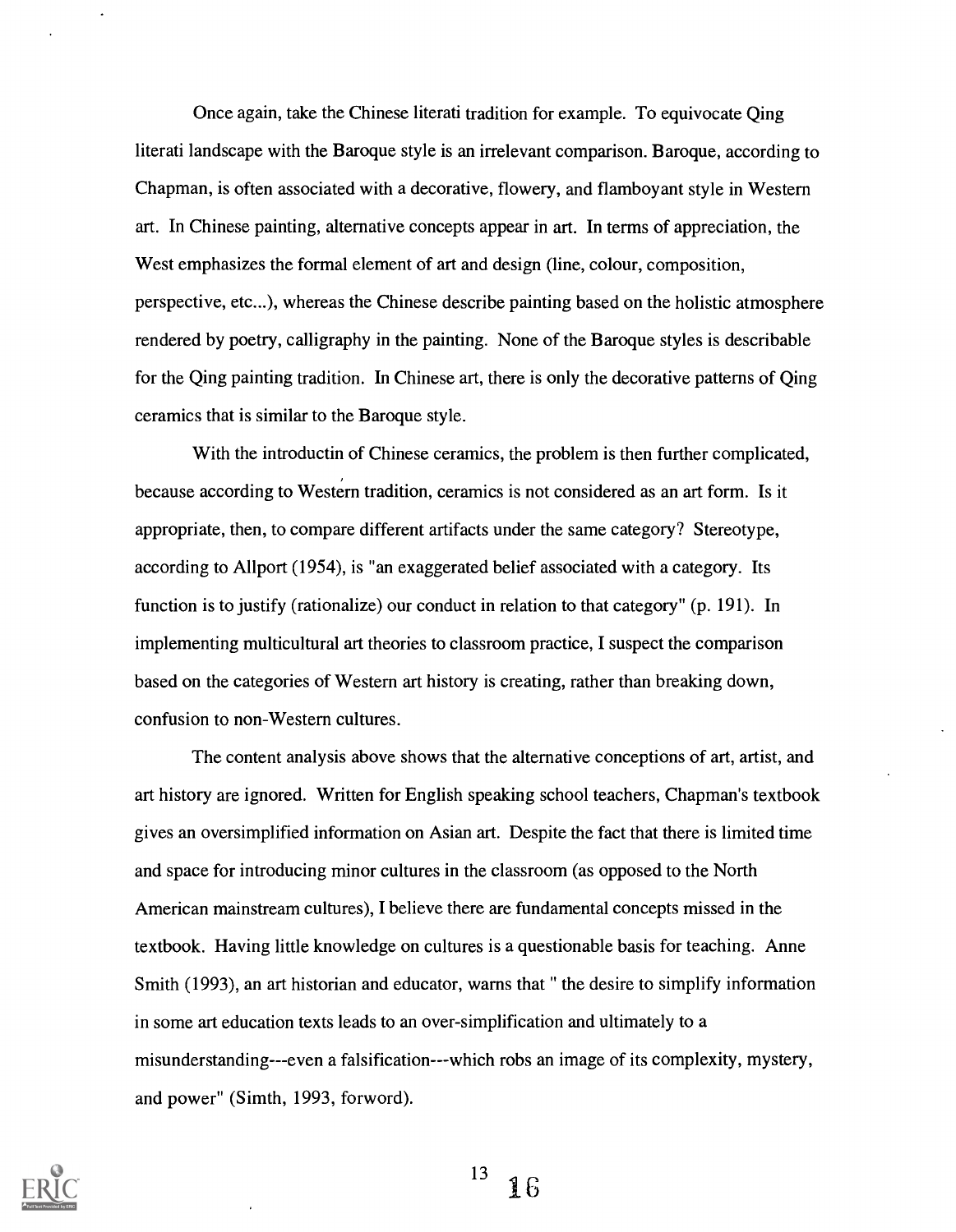Once again, take the Chinese literati tradition for example. To equivocate Qing literati landscape with the Baroque style is an irrelevant comparison. Baroque, according to Chapman, is often associated with a decorative, flowery, and flamboyant style in Western art. In Chinese painting, alternative concepts appear in art. In terms of appreciation, the West emphasizes the formal element of art and design (line, colour, composition, perspective, etc...), whereas the Chinese describe painting based on the holistic atmosphere rendered by poetry, calligraphy in the painting. None of the Baroque styles is describable for the Qing painting tradition. In Chinese art, there is only the decorative patterns of Qing ceramics that is similar to the Baroque style.

With the introductin of Chinese ceramics, the problem is then further complicated, because according to Western tradition, ceramics is not considered as an art form. Is it appropriate, then, to compare different artifacts under the same category? Stereotype, according to Allport (1954), is "an exaggerated belief associated with a category. Its function is to justify (rationalize) our conduct in relation to that category" (p. 191). In implementing multicultural art theories to classroom practice, I suspect the comparison based on the categories of Western art history is creating, rather than breaking down, confusion to non-Western cultures.

The content analysis above shows that the alternative conceptions of art, artist, and art history are ignored. Written for English speaking school teachers, Chapman's textbook gives an oversimplified information on Asian art. Despite the fact that there is limited time and space for introducing minor cultures in the classroom (as opposed to the North American mainstream cultures), I believe there are fundamental concepts missed in the textbook. Having little knowledge on cultures is a questionable basis for teaching. Anne Smith (1993), an art historian and educator, warns that " the desire to simplify information in some art education texts leads to an over-simplification and ultimately to a misunderstanding---even a falsification---which robs an image of its complexity, mystery, and power" (Simth, 1993, forword).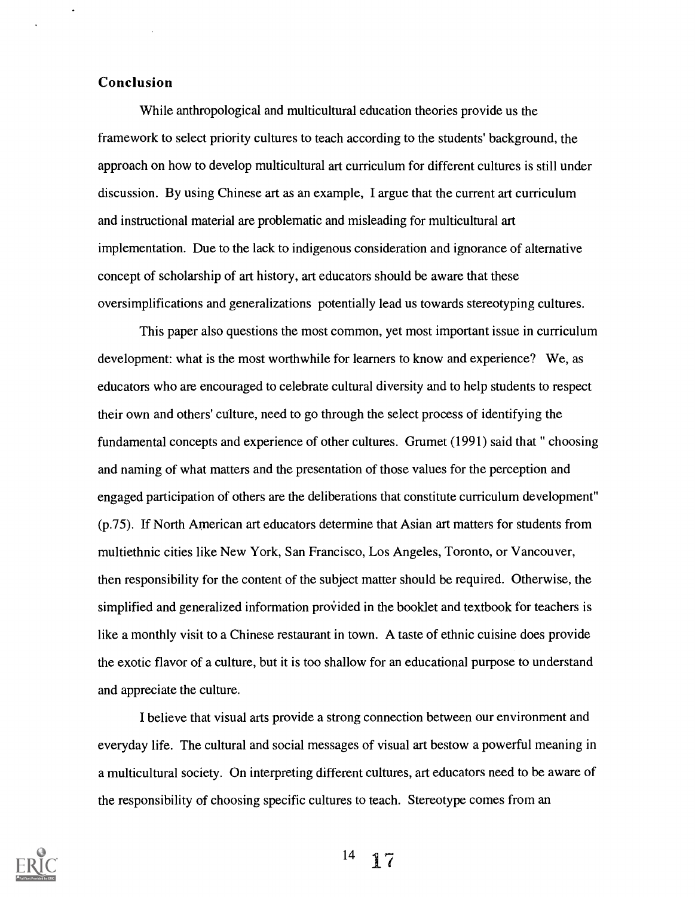### Conclusion

While anthropological and multicultural education theories provide us the framework to select priority cultures to teach according to the students' background, the approach on how to develop multicultural art curriculum for different cultures is still under discussion. By using Chinese art as an example, I argue that the current art curriculum and instructional material are problematic and misleading for multicultural art implementation. Due to the lack to indigenous consideration and ignorance of alternative concept of scholarship of art history, art educators should be aware that these oversimplifications and generalizations potentially lead us towards stereotyping cultures.

This paper also questions the most common, yet most important issue in curriculum development: what is the most worthwhile for learners to know and experience? We, as educators who are encouraged to celebrate cultural diversity and to help students to respect their own and others' culture, need to go through the select process of identifying the fundamental concepts and experience of other cultures. Grumet (1991) said that " choosing and naming of what matters and the presentation of those values for the perception and engaged participation of others are the deliberations that constitute curriculum development" (p.75). If North American art educators determine that Asian art matters for students from multiethnic cities like New York, San Francisco, Los Angeles, Toronto, or Vancouver, then responsibility for the content of the subject matter should be required. Otherwise, the simplified and generalized information provided in the booklet and textbook for teachers is like a monthly visit to a Chinese restaurant in town. A taste of ethnic cuisine does provide the exotic flavor of a culture, but it is too shallow for an educational purpose to understand and appreciate the culture.

I believe that visual arts provide a strong connection between our environment and everyday life. The cultural and social messages of visual art bestow a powerful meaning in a multicultural society. On interpreting different cultures, art educators need to be aware of the responsibility of choosing specific cultures to teach. Stereotype comes from an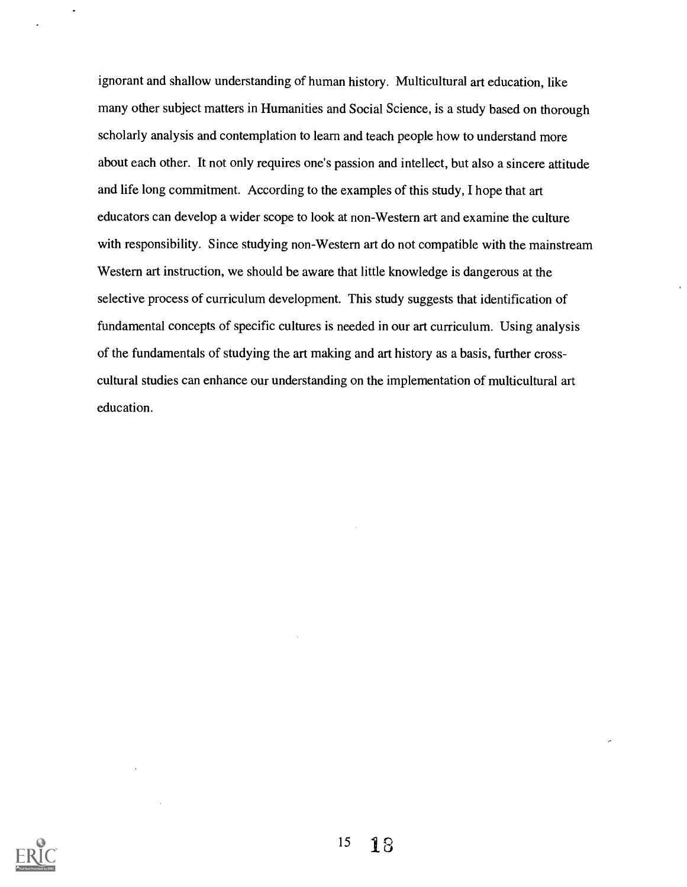ignorant and shallow understanding of human history. Multicultural art education, like many other subject matters in Humanities and Social Science, is a study based on thorough scholarly analysis and contemplation to learn and teach people how to understand more about each other. It not only requires one's passion and intellect, but also a sincere attitude and life long commitment. According to the examples of this study, I hope that art educators can develop a wider scope to look at non-Western art and examine the culture with responsibility. Since studying non-Western art do not compatible with the mainstream Western art instruction, we should be aware that little knowledge is dangerous at the selective process of curriculum development. This study suggests that identification of fundamental concepts of specific cultures is needed in our art curriculum. Using analysis of the fundamentals of studying the art making and art history as a basis, further cross-cultural studies can enhance our understanding on the implementation of multicultural art education.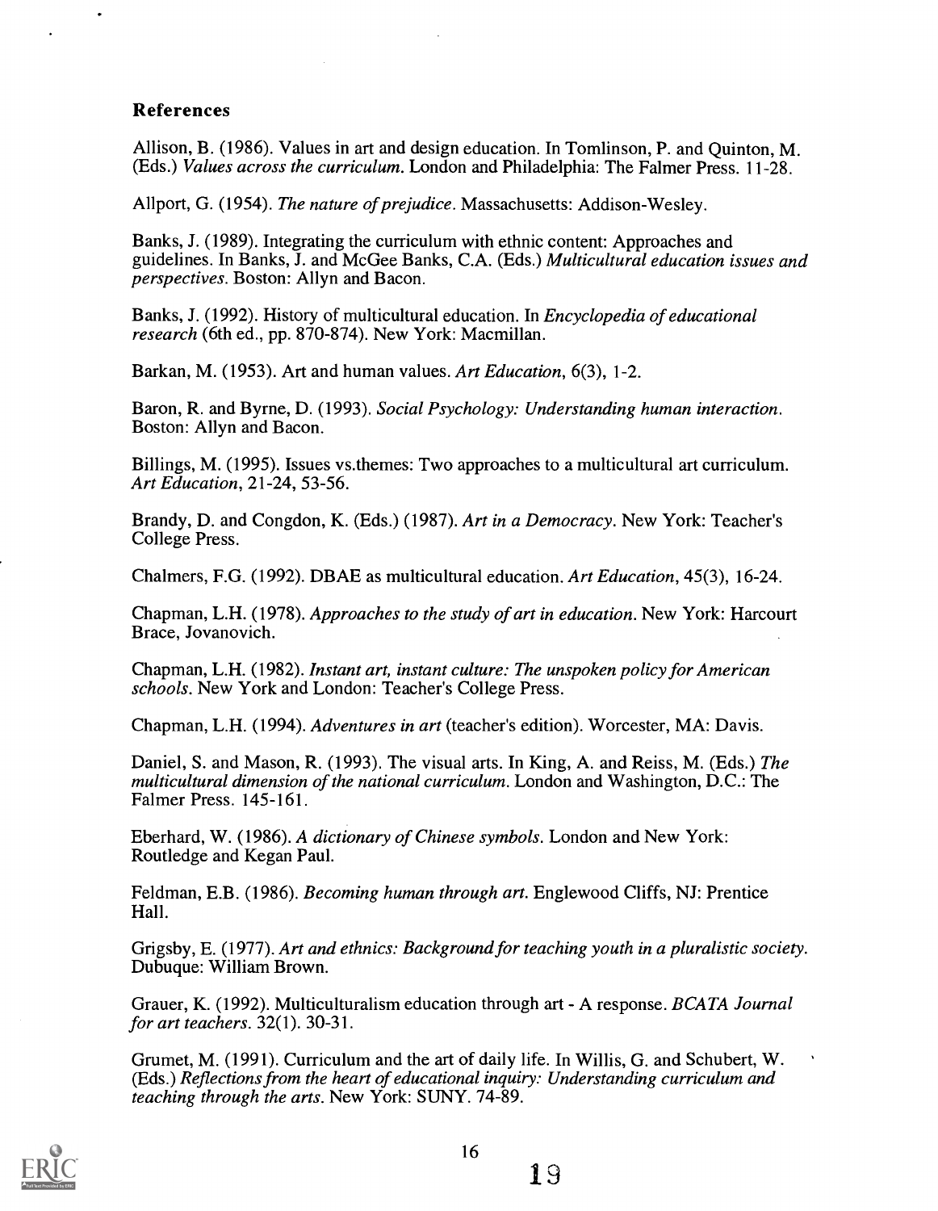### References

Allison, B. (1986). Values in art and design education. In Tomlinson, P. and Quinton, M. (Eds.) *Values across the curriculum*. London and Philadelphia: The Falmer Press. 11-28.

Allport, G. (1954). *The nature of prejudice*. Massachusetts: Addison-Wesley.

Banks, J. (1989). Integrating the curriculum with ethnic content: Approaches and guidelines. In Banks, J. and McGee Banks, C.A. (Eds.) *Multicultural education issues and perspectives*. Boston: Allyn and Bacon.

Banks, J. (1992). History of multicultural education. In *Encyclopedia of educational research* (6th ed., pp. 870-874). New York: Macmillan.

Barkan, M. (1953). Art and human values. *Art Education*, 6(3), 1-2.

Baron, R. and Byrne, D. (1993). *Social Psychology: Understanding human interaction*. Boston: Allyn and Bacon.

Billings, M. (1995). Issues vs.themes: Two approaches to a multicultural art curriculum. *Art Education*, 21-24, 53-56.

Brandy, D. and Congdon, K. (Eds.) (1987). *Art in a Democracy*. New York: Teacher's College Press.

Chalmers, F.G. (1992). DBAE as multicultural education. *Art Education*, 45(3), 16-24.

Chapman, L.H. (1978). *Approaches to the study of art in education*. New York: Harcourt Brace, Jovanovich.

Chapman, L.H. (1982). *Instant art, instant culture: The unspoken policy for American schools*. New York and London: Teacher's College Press.

Chapman, L.H. (1994). *Adventures in art* (teacher's edition). Worcester, MA: Davis.

Daniel, S. and Mason, R. (1993). The visual arts. In King, A. and Reiss, M. (Eds.) *The multicultural dimension of the national curriculum*. London and Washington, D.C.: The Falmer Press. 145-161.

Eberhard, W. (1986). *A dictionary of Chinese symbols*. London and New York: Routledge and Kegan Paul.

Feldman, E.B. (1986). *Becoming human through art*. Englewood Cliffs, NJ: Prentice Hall.

Grigsby, E. (1977). *Art and ethnics: Background for teaching youth in a pluralistic society*. Dubuque: William Brown.

Grauer, K. (1992). Multiculturalism education through art - A response. *BCATA Journal for art teachers*. 32(1). 30-31.

Grumet, M. (1991). Curriculum and the art of daily life. In Willis, G. and Schubert, W. (Eds.) *Reflections from the heart of educational inquiry: Understanding curriculum and teaching through the arts*. New York: SUNY. 74-89.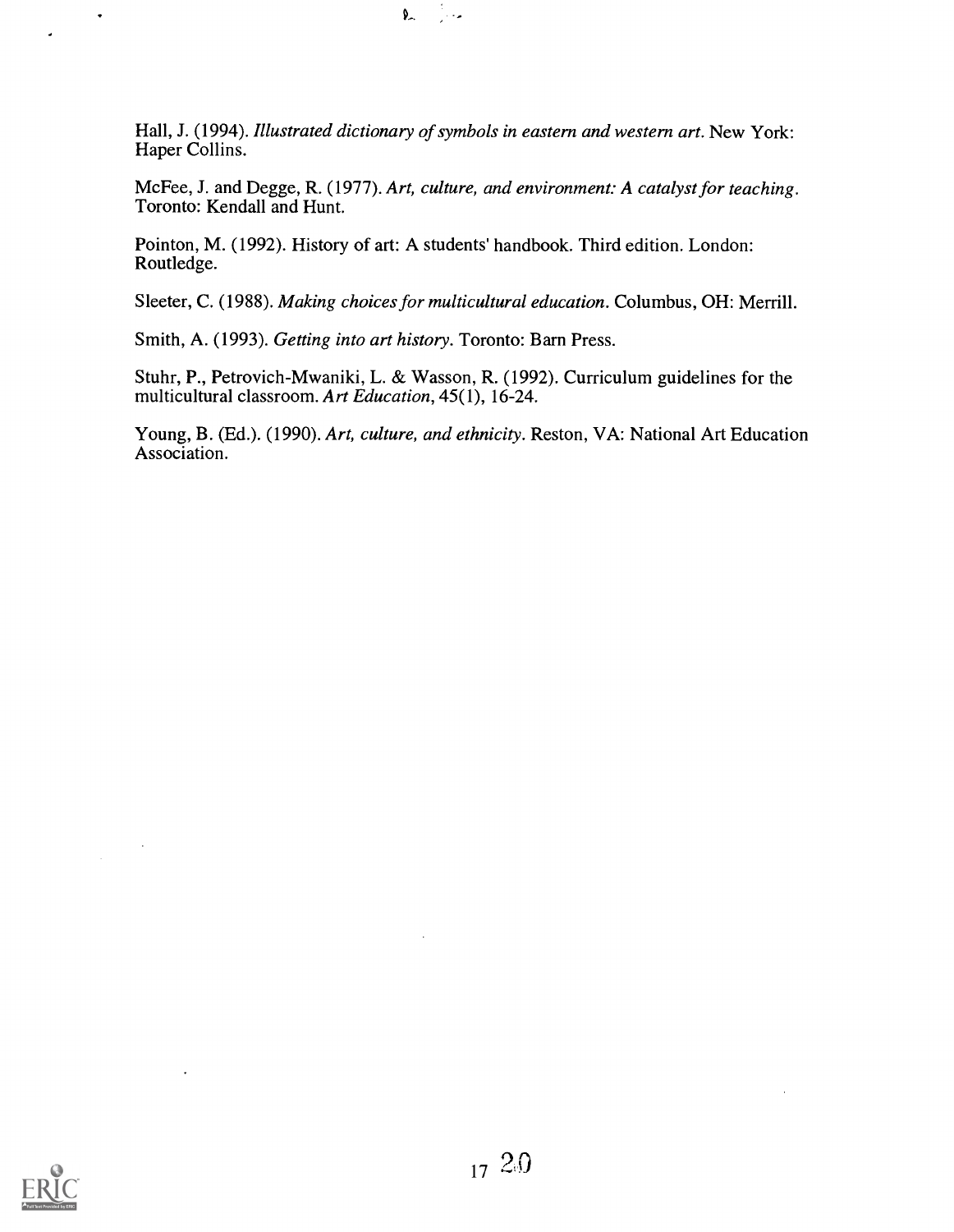Hall, J. (1994). *Illustrated dictionary of symbols in eastern and western art.* New York: Haper Collins.

McFee, J. and Degge, R. (1977). *Art, culture, and environment: A catalyst for teaching.* Toronto: Kendall and Hunt.

Pointon, M. (1992). History of art: A students' handbook. Third edition. London: Routledge.

Sleeter, C. (1988). *Making choices for multicultural education.* Columbus, OH: Merrill.

Smith, A. (1993). *Getting into art history.* Toronto: Barn Press.

Stuhr, P., Petrovich-Mwaniki, L. & Wasson, R. (1992). Curriculum guidelines for the multicultural classroom. *Art Education,* 45(1), 16-24.

Young, B. (Ed.). (1990). *Art, culture, and ethnicity.* Reston, VA: National Art Education Association.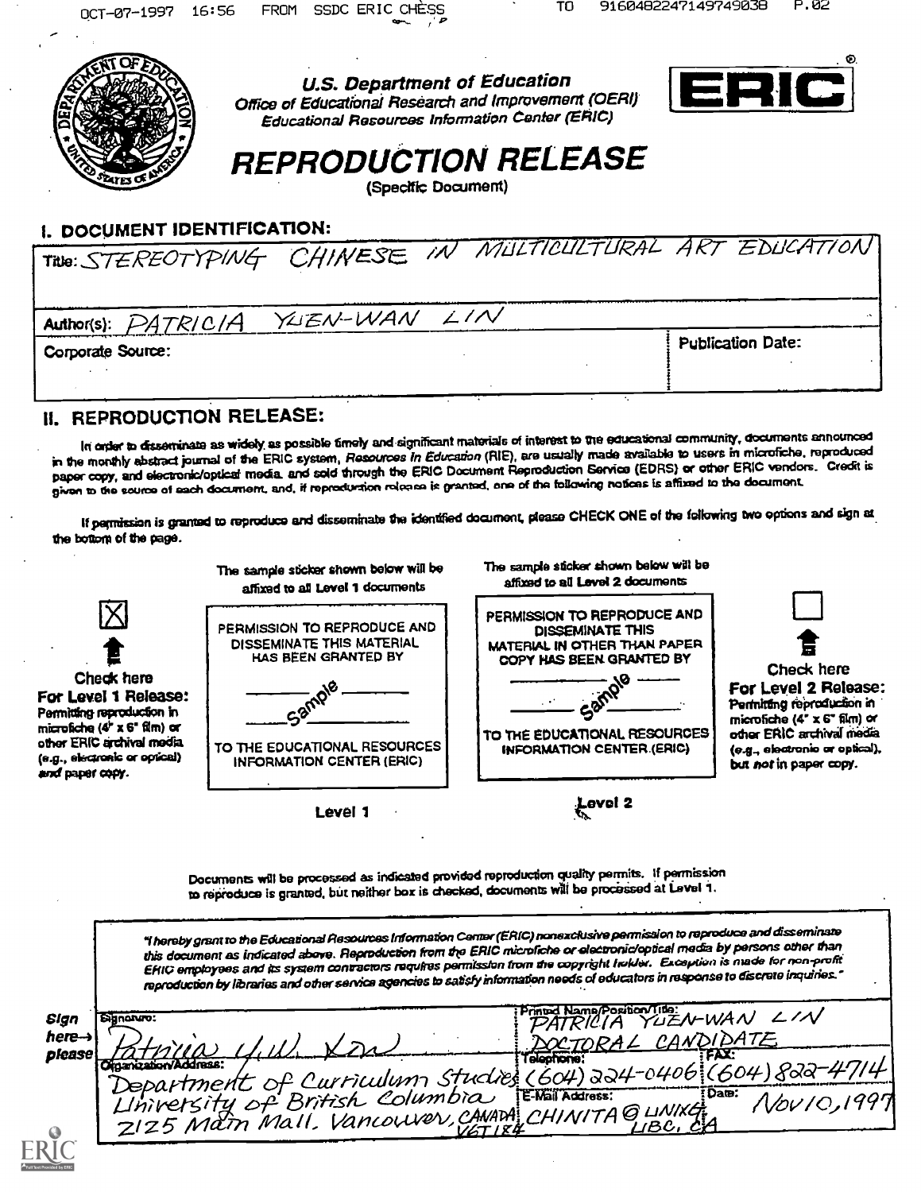OCT-07-1997 16:56 FROM SSDC ERIC CHESS TO 916048224714974903B P.02

U.S. Department of Education
Office of Educational Research and Improvement (OERI)
Educational Resources Information Center (ERIC)

ERIC

# REPRODUCTION RELEASE

(Specific Document)

## I. DOCUMENT IDENTIFICATION:

Title: STEREOTYPING CHINESE IN MULTICULTURAL ART EDUCATION

Author(s): PATRICIA YUEN-WAN LIN

Corporate Source:

Publication Date:

## II. REPRODUCTION RELEASE:

In order to disseminate as widely as possible timely and significant materials of interest to the educational community, documents announced in the monthly abstract journal of the ERIC system, *Resources in Education* (RIE), are usually made available to users in microfiche, reproduced paper copy, and electronic/optical media, and sold through the ERIC Document Reproduction Service (EDRS) or other ERIC vendors. Credit is given to the source of each document, and, if reproduction release is granted, one of the following notices is affixed to the document.

If permission is granted to reproduce and disseminate the identified document, please CHECK ONE of the following two options and sign at the bottom of the page.

[X] **Check here For Level 1 Release:** Permitting reproduction in microfiche (4" x 6" film) or other ERIC archival media (e.g., electronic or optical) *and* paper copy.

The sample sticker shown below will be affixed to all Level 1 documents

PERMISSION TO REPRODUCE AND DISSEMINATE THIS MATERIAL HAS BEEN GRANTED BY

Sample

TO THE EDUCATIONAL RESOURCES INFORMATION CENTER (ERIC)

Level 1

The sample sticker shown below will be affixed to all Level 2 documents

PERMISSION TO REPRODUCE AND DISSEMINATE THIS MATERIAL IN OTHER THAN PAPER COPY HAS BEEN GRANTED BY

Sample

TO THE EDUCATIONAL RESOURCES INFORMATION CENTER (ERIC)

Level 2

[ ] **Check here For Level 2 Release:** Permitting reproduction in microfiche (4" x 6" film) or other ERIC archival media (e.g., electronic or optical), but *not* in paper copy.

Documents will be processed as indicated provided reproduction quality permits. If permission to reproduce is granted, but neither box is checked, documents will be processed at Level 1.

*"I hereby grant to the Educational Resources Information Center (ERIC) nonexclusive permission to reproduce and disseminate this document as indicated above. Reproduction from the ERIC microfiche or electronic/optical media by persons other than ERIC employees and its system contractors requires permission from the copyright holder. Exception is made for non-profit reproduction by libraries and other service agencies to satisfy information needs of educators in response to discrete inquiries."*

**Sign here→ please**

Signature: Patricia Y.W. Lin

Printed Name/Position/Title: PATRICIA YUEN-WAN LIN, DOCTORAL CANDIDATE

Organization/Address: Department of Curriculum Studies, University of British Columbia, 2125 Main Mall, Vancouver, CANADA V6T 1Z4

Telephone: (604) 224-0406

FAX: (604) 822-4714

E-Mail Address: CHINITA@UNIXG.UBC.CA

Date: Nov 10, 1997